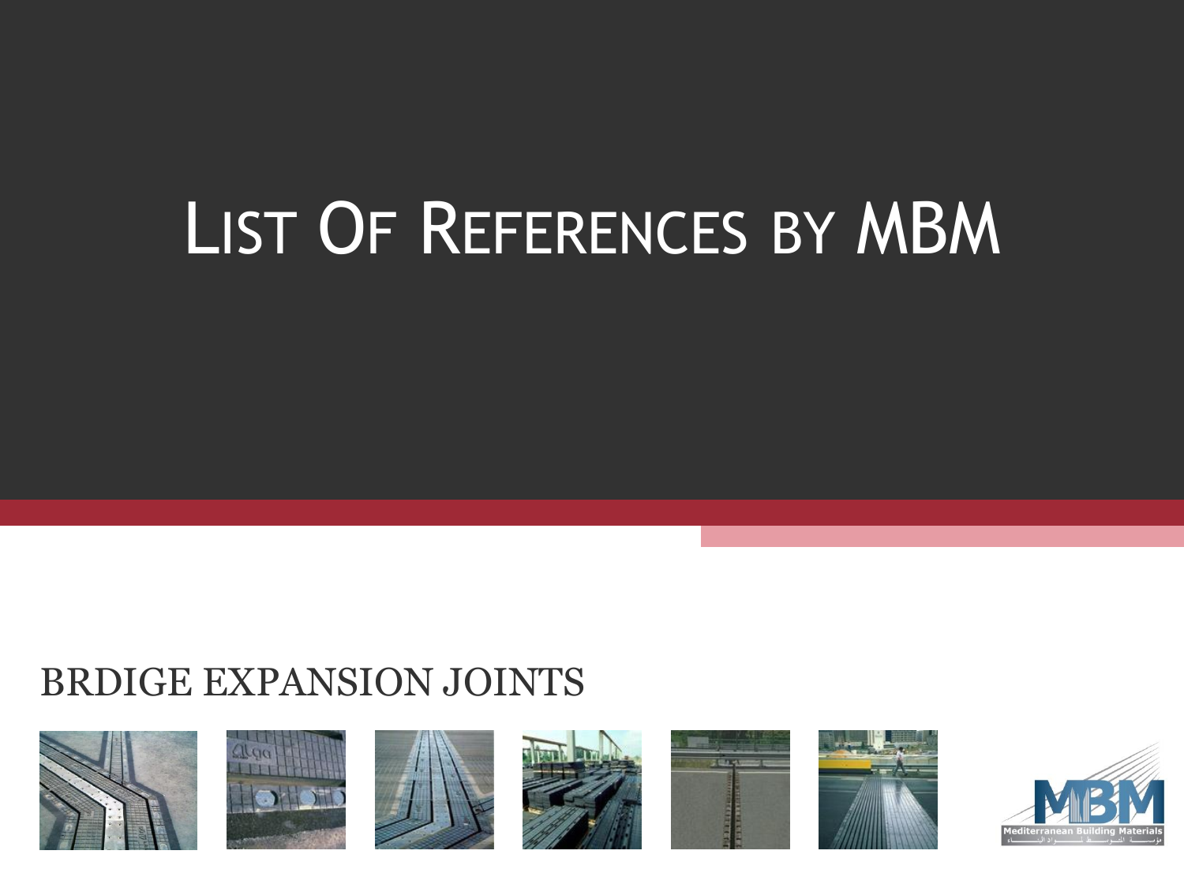# List Of References by MBM

BRDIGE EXPANSION JOINTS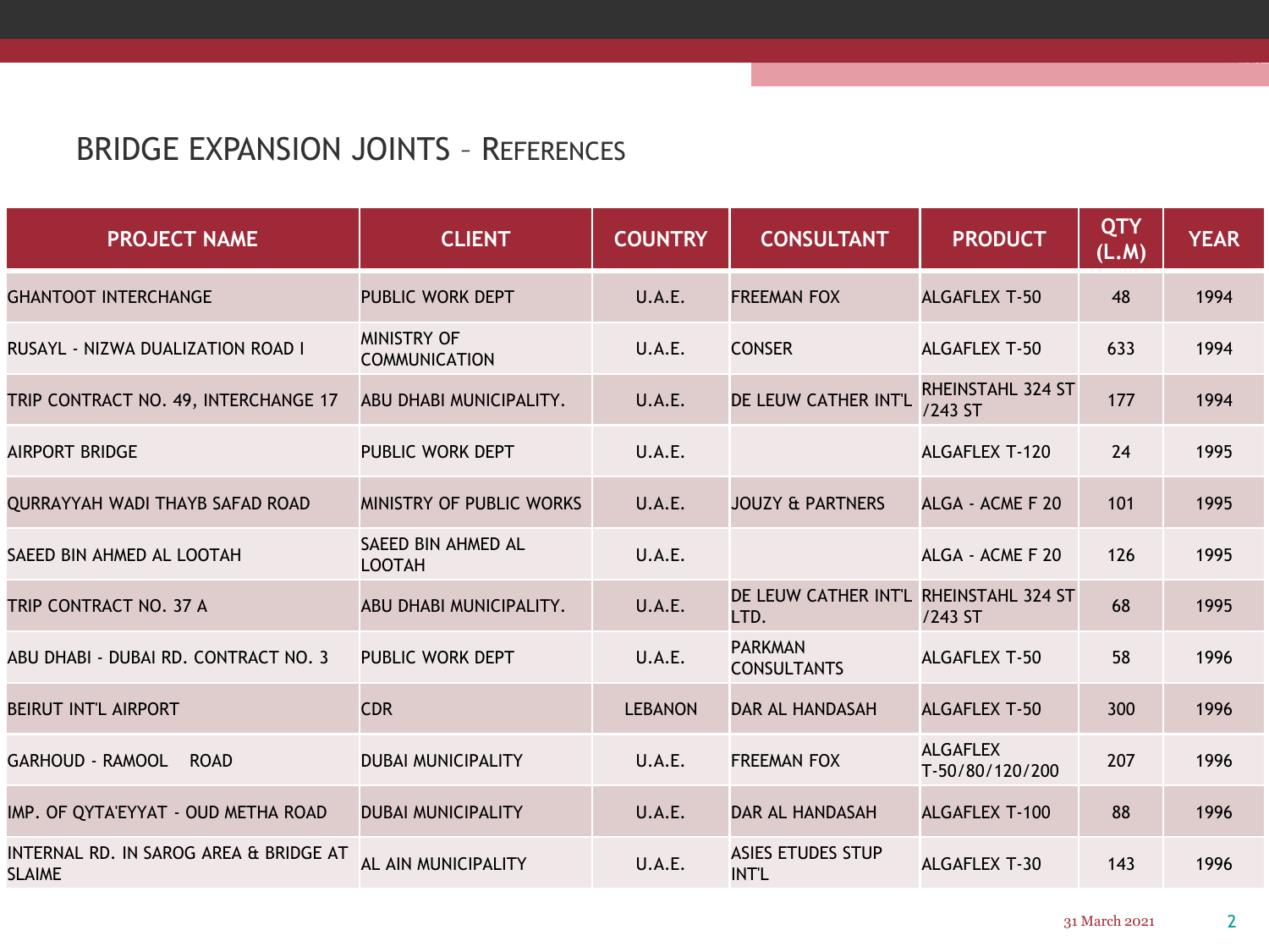# BRIDGE EXPANSION JOINTS – REFERENCES

| PROJECT NAME | CLIENT | COUNTRY | CONSULTANT | PRODUCT | QTY (L.M) | YEAR |
|---|---|---|---|---|---|---|
| GHANTOOT INTERCHANGE | PUBLIC WORK DEPT | U.A.E. | FREEMAN FOX | ALGAFLEX T-50 | 48 | 1994 |
| RUSAYL - NIZWA DUALIZATION ROAD I | MINISTRY OF COMMUNICATION | U.A.E. | CONSER | ALGAFLEX T-50 | 633 | 1994 |
| TRIP CONTRACT NO. 49, INTERCHANGE 17 | ABU DHABI MUNICIPALITY. | U.A.E. | DE LEUW CATHER INT'L | RHEINSTAHL 324 ST /243 ST | 177 | 1994 |
| AIRPORT BRIDGE | PUBLIC WORK DEPT | U.A.E. | | ALGAFLEX T-120 | 24 | 1995 |
| QURRAYYAH WADI THAYB SAFAD ROAD | MINISTRY OF PUBLIC WORKS | U.A.E. | JOUZY & PARTNERS | ALGA - ACME F 20 | 101 | 1995 |
| SAEED BIN AHMED AL LOOTAH | SAEED BIN AHMED AL LOOTAH | U.A.E. | | ALGA - ACME F 20 | 126 | 1995 |
| TRIP CONTRACT NO. 37 A | ABU DHABI MUNICIPALITY. | U.A.E. | DE LEUW CATHER INT'L LTD. | RHEINSTAHL 324 ST /243 ST | 68 | 1995 |
| ABU DHABI - DUBAI RD. CONTRACT NO. 3 | PUBLIC WORK DEPT | U.A.E. | PARKMAN CONSULTANTS | ALGAFLEX T-50 | 58 | 1996 |
| BEIRUT INT'L AIRPORT | CDR | LEBANON | DAR AL HANDASAH | ALGAFLEX T-50 | 300 | 1996 |
| GARHOUD - RAMOOL ROAD | DUBAI MUNICIPALITY | U.A.E. | FREEMAN FOX | ALGAFLEX T-50/80/120/200 | 207 | 1996 |
| IMP. OF QYTA'EYYAT - OUD METHA ROAD | DUBAI MUNICIPALITY | U.A.E. | DAR AL HANDASAH | ALGAFLEX T-100 | 88 | 1996 |
| INTERNAL RD. IN SAROG AREA & BRIDGE AT SLAIME | AL AIN MUNICIPALITY | U.A.E. | ASIES ETUDES STUP INT'L | ALGAFLEX T-30 | 143 | 1996 |

31 March 2021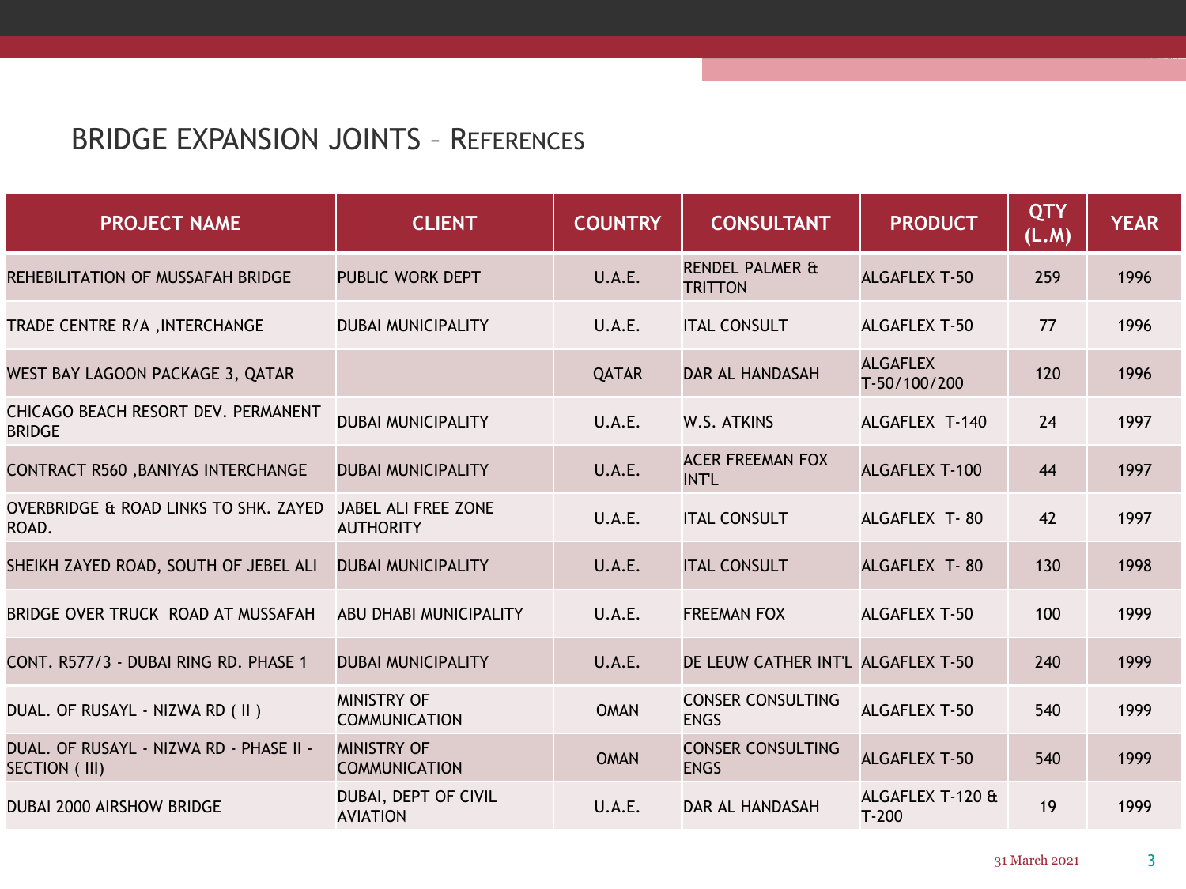## BRIDGE EXPANSION JOINTS – REFERENCES

| PROJECT NAME | CLIENT | COUNTRY | CONSULTANT | PRODUCT | QTY (L.M) | YEAR |
|---|---|---|---|---|---|---|
| REHEBILITATION OF MUSSAFAH BRIDGE | PUBLIC WORK DEPT | U.A.E. | RENDEL PALMER & TRITTON | ALGAFLEX T-50 | 259 | 1996 |
| TRADE CENTRE R/A ,INTERCHANGE | DUBAI MUNICIPALITY | U.A.E. | ITAL CONSULT | ALGAFLEX T-50 | 77 | 1996 |
| WEST BAY LAGOON PACKAGE 3, QATAR | | QATAR | DAR AL HANDASAH | ALGAFLEX T-50/100/200 | 120 | 1996 |
| CHICAGO BEACH RESORT DEV. PERMANENT BRIDGE | DUBAI MUNICIPALITY | U.A.E. | W.S. ATKINS | ALGAFLEX T-140 | 24 | 1997 |
| CONTRACT R560 ,BANIYAS INTERCHANGE | DUBAI MUNICIPALITY | U.A.E. | ACER FREEMAN FOX INT'L | ALGAFLEX T-100 | 44 | 1997 |
| OVERBRIDGE & ROAD LINKS TO SHK. ZAYED ROAD. | JABEL ALI FREE ZONE AUTHORITY | U.A.E. | ITAL CONSULT | ALGAFLEX T- 80 | 42 | 1997 |
| SHEIKH ZAYED ROAD, SOUTH OF JEBEL ALI | DUBAI MUNICIPALITY | U.A.E. | ITAL CONSULT | ALGAFLEX T- 80 | 130 | 1998 |
| BRIDGE OVER TRUCK ROAD AT MUSSAFAH | ABU DHABI MUNICIPALITY | U.A.E. | FREEMAN FOX | ALGAFLEX T-50 | 100 | 1999 |
| CONT. R577/3 - DUBAI RING RD. PHASE 1 | DUBAI MUNICIPALITY | U.A.E. | DE LEUW CATHER INT'L | ALGAFLEX T-50 | 240 | 1999 |
| DUAL. OF RUSAYL - NIZWA RD ( II ) | MINISTRY OF COMMUNICATION | OMAN | CONSER CONSULTING ENGS | ALGAFLEX T-50 | 540 | 1999 |
| DUAL. OF RUSAYL - NIZWA RD - PHASE II - SECTION ( III) | MINISTRY OF COMMUNICATION | OMAN | CONSER CONSULTING ENGS | ALGAFLEX T-50 | 540 | 1999 |
| DUBAI 2000 AIRSHOW BRIDGE | DUBAI, DEPT OF CIVIL AVIATION | U.A.E. | DAR AL HANDASAH | ALGAFLEX T-120 & T-200 | 19 | 1999 |

31 March 2021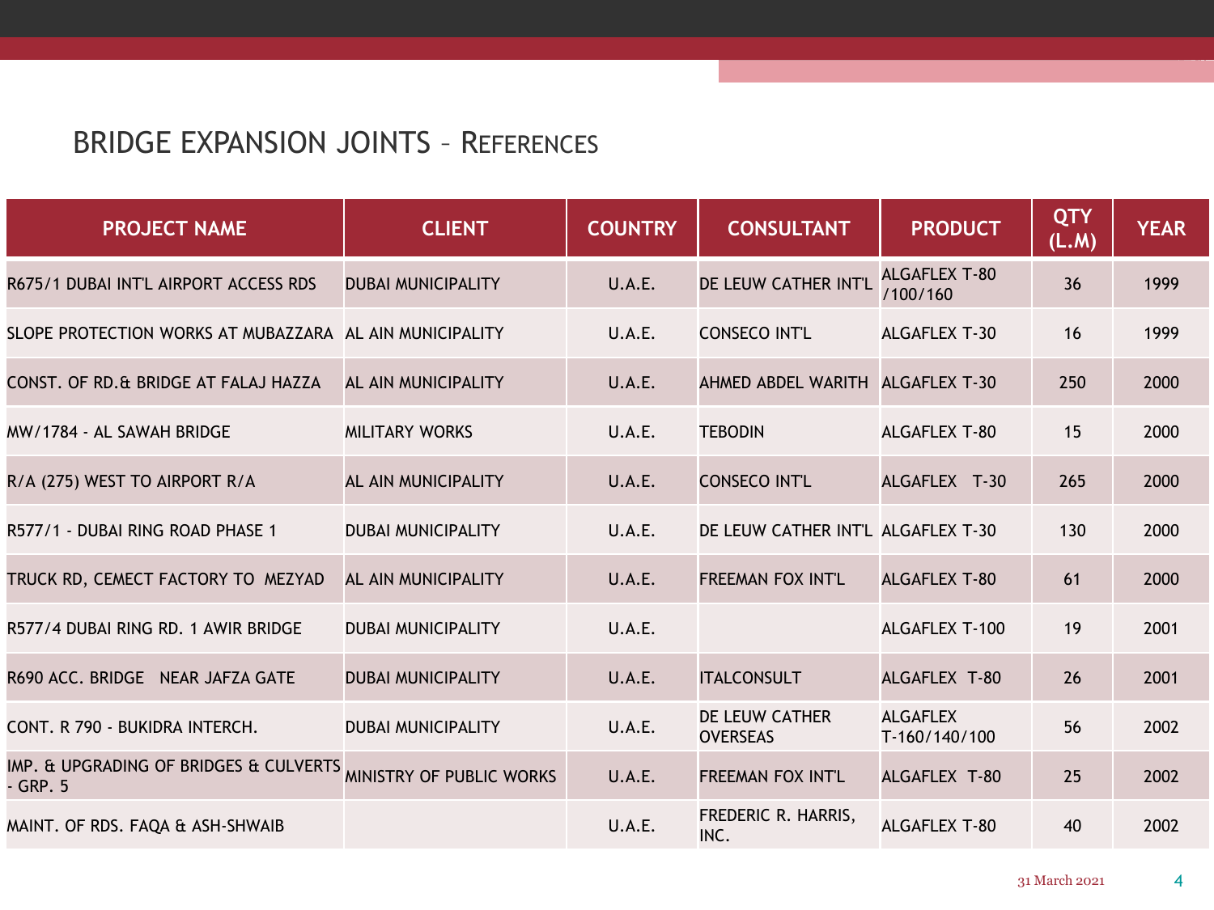## BRIDGE EXPANSION JOINTS – REFERENCES

| PROJECT NAME | CLIENT | COUNTRY | CONSULTANT | PRODUCT | QTY (L.M) | YEAR |
|---|---|---|---|---|---|---|
| R675/1 DUBAI INT'L AIRPORT ACCESS RDS | DUBAI MUNICIPALITY | U.A.E. | DE LEUW CATHER INT'L | ALGAFLEX T-80 /100/160 | 36 | 1999 |
| SLOPE PROTECTION WORKS AT MUBAZZARA | AL AIN MUNICIPALITY | U.A.E. | CONSECO INT'L | ALGAFLEX T-30 | 16 | 1999 |
| CONST. OF RD.& BRIDGE AT FALAJ HAZZA | AL AIN MUNICIPALITY | U.A.E. | AHMED ABDEL WARITH | ALGAFLEX T-30 | 250 | 2000 |
| MW/1784 - AL SAWAH BRIDGE | MILITARY WORKS | U.A.E. | TEBODIN | ALGAFLEX T-80 | 15 | 2000 |
| R/A (275) WEST TO AIRPORT R/A | AL AIN MUNICIPALITY | U.A.E. | CONSECO INT'L | ALGAFLEX T-30 | 265 | 2000 |
| R577/1 - DUBAI RING ROAD PHASE 1 | DUBAI MUNICIPALITY | U.A.E. | DE LEUW CATHER INT'L | ALGAFLEX T-30 | 130 | 2000 |
| TRUCK RD, CEMECT FACTORY TO MEZYAD | AL AIN MUNICIPALITY | U.A.E. | FREEMAN FOX INT'L | ALGAFLEX T-80 | 61 | 2000 |
| R577/4 DUBAI RING RD. 1 AWIR BRIDGE | DUBAI MUNICIPALITY | U.A.E. | | ALGAFLEX T-100 | 19 | 2001 |
| R690 ACC. BRIDGE NEAR JAFZA GATE | DUBAI MUNICIPALITY | U.A.E. | ITALCONSULT | ALGAFLEX T-80 | 26 | 2001 |
| CONT. R 790 - BUKIDRA INTERCH. | DUBAI MUNICIPALITY | U.A.E. | DE LEUW CATHER OVERSEAS | ALGAFLEX T-160/140/100 | 56 | 2002 |
| IMP. & UPGRADING OF BRIDGES & CULVERTS - GRP. 5 | MINISTRY OF PUBLIC WORKS | U.A.E. | FREEMAN FOX INT'L | ALGAFLEX T-80 | 25 | 2002 |
| MAINT. OF RDS. FAQA & ASH-SHWAIB | | U.A.E. | FREDERIC R. HARRIS, INC. | ALGAFLEX T-80 | 40 | 2002 |

31 March 2021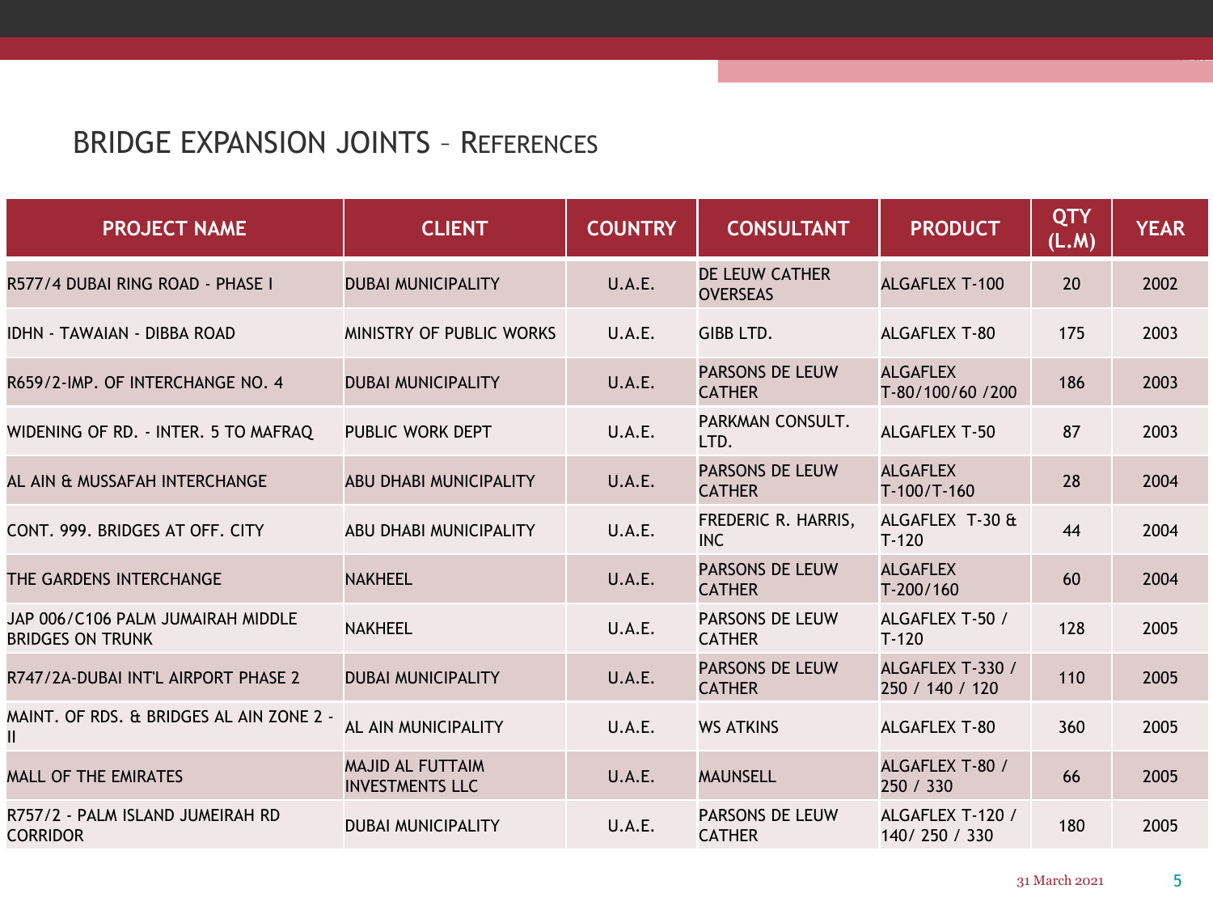## BRIDGE EXPANSION JOINTS – REFERENCES

| PROJECT NAME | CLIENT | COUNTRY | CONSULTANT | PRODUCT | QTY (L.M) | YEAR |
|---|---|---|---|---|---|---|
| R577/4 DUBAI RING ROAD - PHASE I | DUBAI MUNICIPALITY | U.A.E. | DE LEUW CATHER OVERSEAS | ALGAFLEX T-100 | 20 | 2002 |
| IDHN - TAWAIAN - DIBBA ROAD | MINISTRY OF PUBLIC WORKS | U.A.E. | GIBB LTD. | ALGAFLEX T-80 | 175 | 2003 |
| R659/2-IMP. OF INTERCHANGE NO. 4 | DUBAI MUNICIPALITY | U.A.E. | PARSONS DE LEUW CATHER | ALGAFLEX T-80/100/60 /200 | 186 | 2003 |
| WIDENING OF RD. - INTER. 5 TO MAFRAQ | PUBLIC WORK DEPT | U.A.E. | PARKMAN CONSULT. LTD. | ALGAFLEX T-50 | 87 | 2003 |
| AL AIN & MUSSAFAH INTERCHANGE | ABU DHABI MUNICIPALITY | U.A.E. | PARSONS DE LEUW CATHER | ALGAFLEX T-100/T-160 | 28 | 2004 |
| CONT. 999. BRIDGES AT OFF. CITY | ABU DHABI MUNICIPALITY | U.A.E. | FREDERIC R. HARRIS, INC | ALGAFLEX T-30 & T-120 | 44 | 2004 |
| THE GARDENS INTERCHANGE | NAKHEEL | U.A.E. | PARSONS DE LEUW CATHER | ALGAFLEX T-200/160 | 60 | 2004 |
| JAP 006/C106 PALM JUMAIRAH MIDDLE BRIDGES ON TRUNK | NAKHEEL | U.A.E. | PARSONS DE LEUW CATHER | ALGAFLEX T-50 / T-120 | 128 | 2005 |
| R747/2A-DUBAI INT'L AIRPORT PHASE 2 | DUBAI MUNICIPALITY | U.A.E. | PARSONS DE LEUW CATHER | ALGAFLEX T-330 / 250 / 140 / 120 | 110 | 2005 |
| MAINT. OF RDS. & BRIDGES AL AIN ZONE 2 - II | AL AIN MUNICIPALITY | U.A.E. | WS ATKINS | ALGAFLEX T-80 | 360 | 2005 |
| MALL OF THE EMIRATES | MAJID AL FUTTAIM INVESTMENTS LLC | U.A.E. | MAUNSELL | ALGAFLEX T-80 / 250 / 330 | 66 | 2005 |
| R757/2 - PALM ISLAND JUMEIRAH RD CORRIDOR | DUBAI MUNICIPALITY | U.A.E. | PARSONS DE LEUW CATHER | ALGAFLEX T-120 / 140/ 250 / 330 | 180 | 2005 |

31 March 2021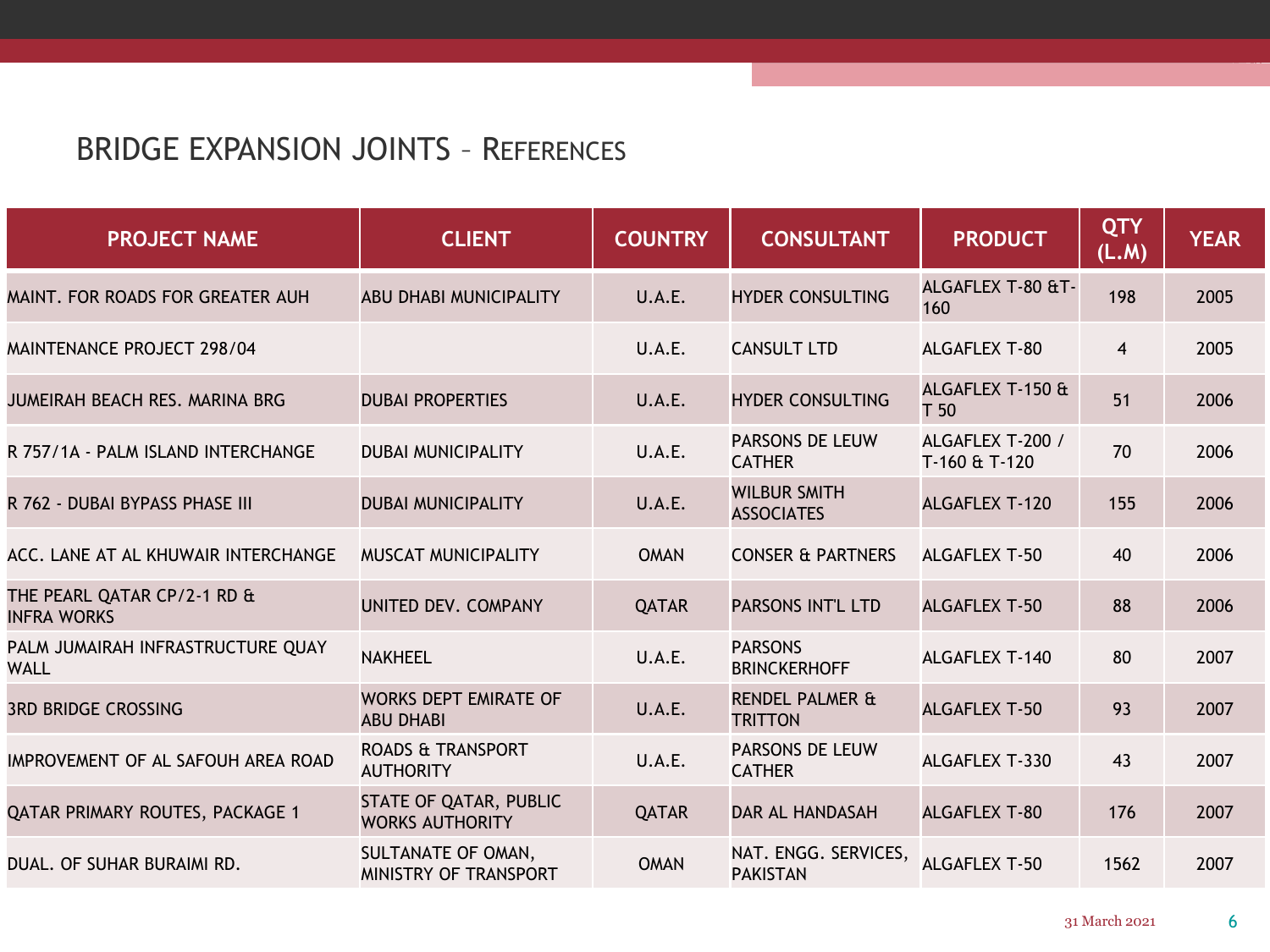## BRIDGE EXPANSION JOINTS – REFERENCES

| PROJECT NAME | CLIENT | COUNTRY | CONSULTANT | PRODUCT | QTY (L.M) | YEAR |
|---|---|---|---|---|---|---|
| MAINT. FOR ROADS FOR GREATER AUH | ABU DHABI MUNICIPALITY | U.A.E. | HYDER CONSULTING | ALGAFLEX T-80 &T-160 | 198 | 2005 |
| MAINTENANCE PROJECT 298/04 | | U.A.E. | CANSULT LTD | ALGAFLEX T-80 | 4 | 2005 |
| JUMEIRAH BEACH RES. MARINA BRG | DUBAI PROPERTIES | U.A.E. | HYDER CONSULTING | ALGAFLEX T-150 & T 50 | 51 | 2006 |
| R 757/1A - PALM ISLAND INTERCHANGE | DUBAI MUNICIPALITY | U.A.E. | PARSONS DE LEUW CATHER | ALGAFLEX T-200 / T-160 & T-120 | 70 | 2006 |
| R 762 - DUBAI BYPASS PHASE III | DUBAI MUNICIPALITY | U.A.E. | WILBUR SMITH ASSOCIATES | ALGAFLEX T-120 | 155 | 2006 |
| ACC. LANE AT AL KHUWAIR INTERCHANGE | MUSCAT MUNICIPALITY | OMAN | CONSER & PARTNERS | ALGAFLEX T-50 | 40 | 2006 |
| THE PEARL QATAR CP/2-1 RD & INFRA WORKS | UNITED DEV. COMPANY | QATAR | PARSONS INT'L LTD | ALGAFLEX T-50 | 88 | 2006 |
| PALM JUMAIRAH INFRASTRUCTURE QUAY WALL | NAKHEEL | U.A.E. | PARSONS BRINCKERHOFF | ALGAFLEX T-140 | 80 | 2007 |
| 3RD BRIDGE CROSSING | WORKS DEPT EMIRATE OF ABU DHABI | U.A.E. | RENDEL PALMER & TRITTON | ALGAFLEX T-50 | 93 | 2007 |
| IMPROVEMENT OF AL SAFOUH AREA ROAD | ROADS & TRANSPORT AUTHORITY | U.A.E. | PARSONS DE LEUW CATHER | ALGAFLEX T-330 | 43 | 2007 |
| QATAR PRIMARY ROUTES, PACKAGE 1 | STATE OF QATAR, PUBLIC WORKS AUTHORITY | QATAR | DAR AL HANDASAH | ALGAFLEX T-80 | 176 | 2007 |
| DUAL. OF SUHAR BURAIMI RD. | SULTANATE OF OMAN, MINISTRY OF TRANSPORT | OMAN | NAT. ENGG. SERVICES, PAKISTAN | ALGAFLEX T-50 | 1562 | 2007 |

31 March 2021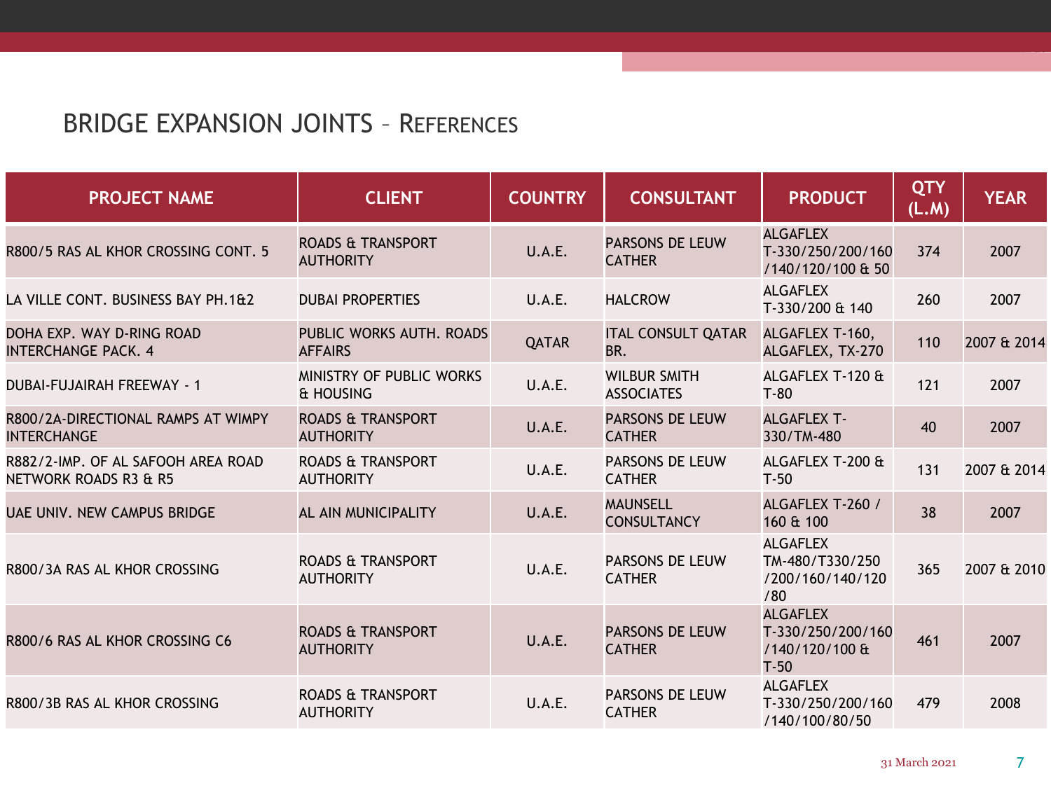## BRIDGE EXPANSION JOINTS – REFERENCES

| PROJECT NAME | CLIENT | COUNTRY | CONSULTANT | PRODUCT | QTY (L.M) | YEAR |
|---|---|---|---|---|---|---|
| R800/5 RAS AL KHOR CROSSING CONT. 5 | ROADS & TRANSPORT AUTHORITY | U.A.E. | PARSONS DE LEUW CATHER | ALGAFLEX T-330/250/200/160 /140/120/100 & 50 | 374 | 2007 |
| LA VILLE CONT. BUSINESS BAY PH.1&2 | DUBAI PROPERTIES | U.A.E. | HALCROW | ALGAFLEX T-330/200 & 140 | 260 | 2007 |
| DOHA EXP. WAY D-RING ROAD INTERCHANGE PACK. 4 | PUBLIC WORKS AUTH. ROADS AFFAIRS | QATAR | ITAL CONSULT QATAR BR. | ALGAFLEX T-160, ALGAFLEX, TX-270 | 110 | 2007 & 2014 |
| DUBAI-FUJAIRAH FREEWAY - 1 | MINISTRY OF PUBLIC WORKS & HOUSING | U.A.E. | WILBUR SMITH ASSOCIATES | ALGAFLEX T-120 & T-80 | 121 | 2007 |
| R800/2A-DIRECTIONAL RAMPS AT WIMPY INTERCHANGE | ROADS & TRANSPORT AUTHORITY | U.A.E. | PARSONS DE LEUW CATHER | ALGAFLEX T-330/TM-480 | 40 | 2007 |
| R882/2-IMP. OF AL SAFOOH AREA ROAD NETWORK ROADS R3 & R5 | ROADS & TRANSPORT AUTHORITY | U.A.E. | PARSONS DE LEUW CATHER | ALGAFLEX T-200 & T-50 | 131 | 2007 & 2014 |
| UAE UNIV. NEW CAMPUS BRIDGE | AL AIN MUNICIPALITY | U.A.E. | MAUNSELL CONSULTANCY | ALGAFLEX T-260 / 160 & 100 | 38 | 2007 |
| R800/3A RAS AL KHOR CROSSING | ROADS & TRANSPORT AUTHORITY | U.A.E. | PARSONS DE LEUW CATHER | ALGAFLEX TM-480/T330/250 /200/160/140/120 /80 | 365 | 2007 & 2010 |
| R800/6 RAS AL KHOR CROSSING C6 | ROADS & TRANSPORT AUTHORITY | U.A.E. | PARSONS DE LEUW CATHER | ALGAFLEX T-330/250/200/160 /140/120/100 & T-50 | 461 | 2007 |
| R800/3B RAS AL KHOR CROSSING | ROADS & TRANSPORT AUTHORITY | U.A.E. | PARSONS DE LEUW CATHER | ALGAFLEX T-330/250/200/160 /140/100/80/50 | 479 | 2008 |

31 March 2021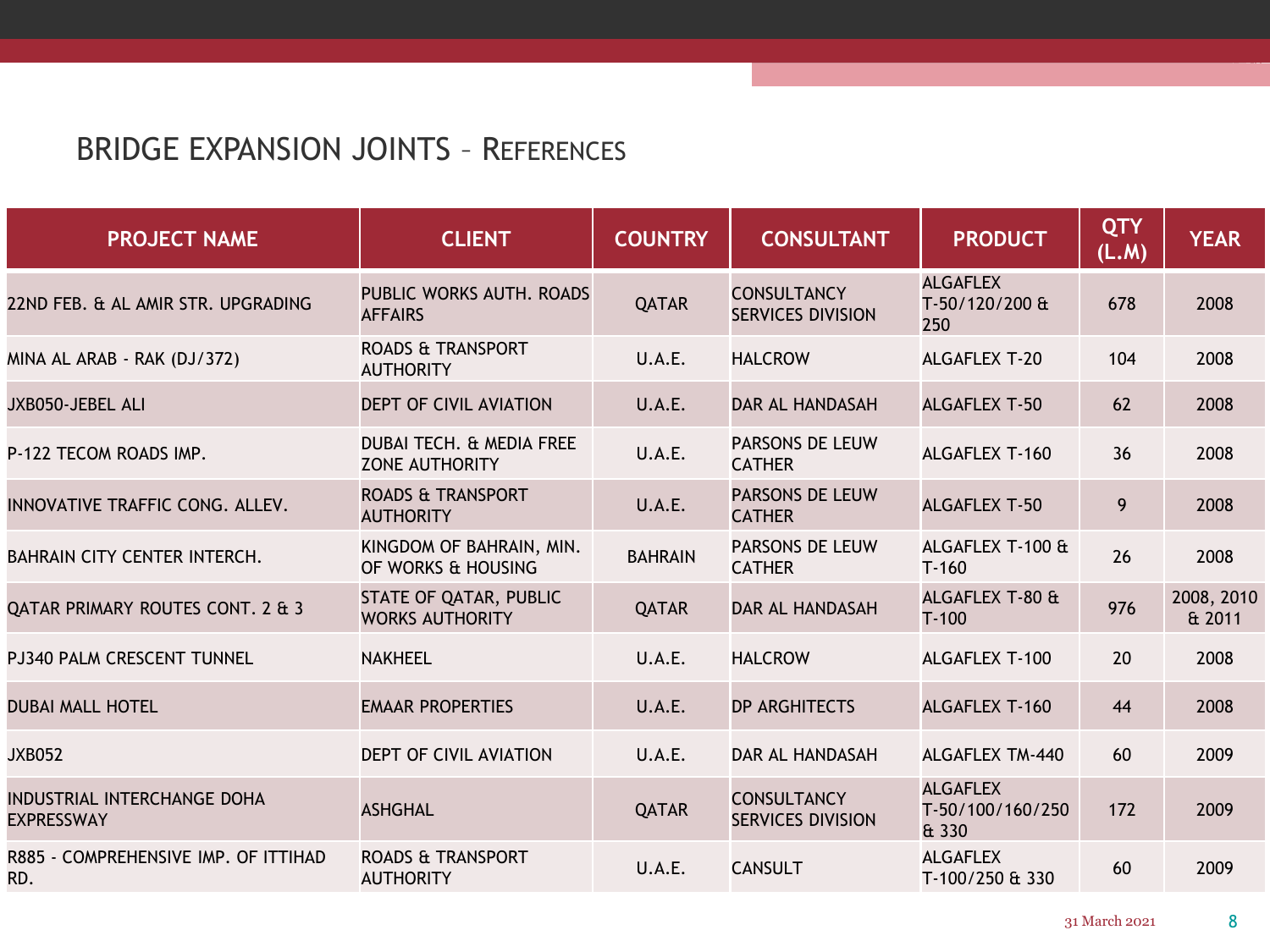## BRIDGE EXPANSION JOINTS – REFERENCES

| PROJECT NAME | CLIENT | COUNTRY | CONSULTANT | PRODUCT | QTY (L.M) | YEAR |
|---|---|---|---|---|---|---|
| 22ND FEB. & AL AMIR STR. UPGRADING | PUBLIC WORKS AUTH. ROADS AFFAIRS | QATAR | CONSULTANCY SERVICES DIVISION | ALGAFLEX T-50/120/200 & 250 | 678 | 2008 |
| MINA AL ARAB - RAK (DJ/372) | ROADS & TRANSPORT AUTHORITY | U.A.E. | HALCROW | ALGAFLEX T-20 | 104 | 2008 |
| JXB050-JEBEL ALI | DEPT OF CIVIL AVIATION | U.A.E. | DAR AL HANDASAH | ALGAFLEX T-50 | 62 | 2008 |
| P-122 TECOM ROADS IMP. | DUBAI TECH. & MEDIA FREE ZONE AUTHORITY | U.A.E. | PARSONS DE LEUW CATHER | ALGAFLEX T-160 | 36 | 2008 |
| INNOVATIVE TRAFFIC CONG. ALLEV. | ROADS & TRANSPORT AUTHORITY | U.A.E. | PARSONS DE LEUW CATHER | ALGAFLEX T-50 | 9 | 2008 |
| BAHRAIN CITY CENTER INTERCH. | KINGDOM OF BAHRAIN, MIN. OF WORKS & HOUSING | BAHRAIN | PARSONS DE LEUW CATHER | ALGAFLEX T-100 & T-160 | 26 | 2008 |
| QATAR PRIMARY ROUTES CONT. 2 & 3 | STATE OF QATAR, PUBLIC WORKS AUTHORITY | QATAR | DAR AL HANDASAH | ALGAFLEX T-80 & T-100 | 976 | 2008, 2010 & 2011 |
| PJ340 PALM CRESCENT TUNNEL | NAKHEEL | U.A.E. | HALCROW | ALGAFLEX T-100 | 20 | 2008 |
| DUBAI MALL HOTEL | EMAAR PROPERTIES | U.A.E. | DP ARGHITECTS | ALGAFLEX T-160 | 44 | 2008 |
| JXB052 | DEPT OF CIVIL AVIATION | U.A.E. | DAR AL HANDASAH | ALGAFLEX TM-440 | 60 | 2009 |
| INDUSTRIAL INTERCHANGE DOHA EXPRESSWAY | ASHGHAL | QATAR | CONSULTANCY SERVICES DIVISION | ALGAFLEX T-50/100/160/250 & 330 | 172 | 2009 |
| R885 - COMPREHENSIVE IMP. OF ITTIHAD RD. | ROADS & TRANSPORT AUTHORITY | U.A.E. | CANSULT | ALGAFLEX T-100/250 & 330 | 60 | 2009 |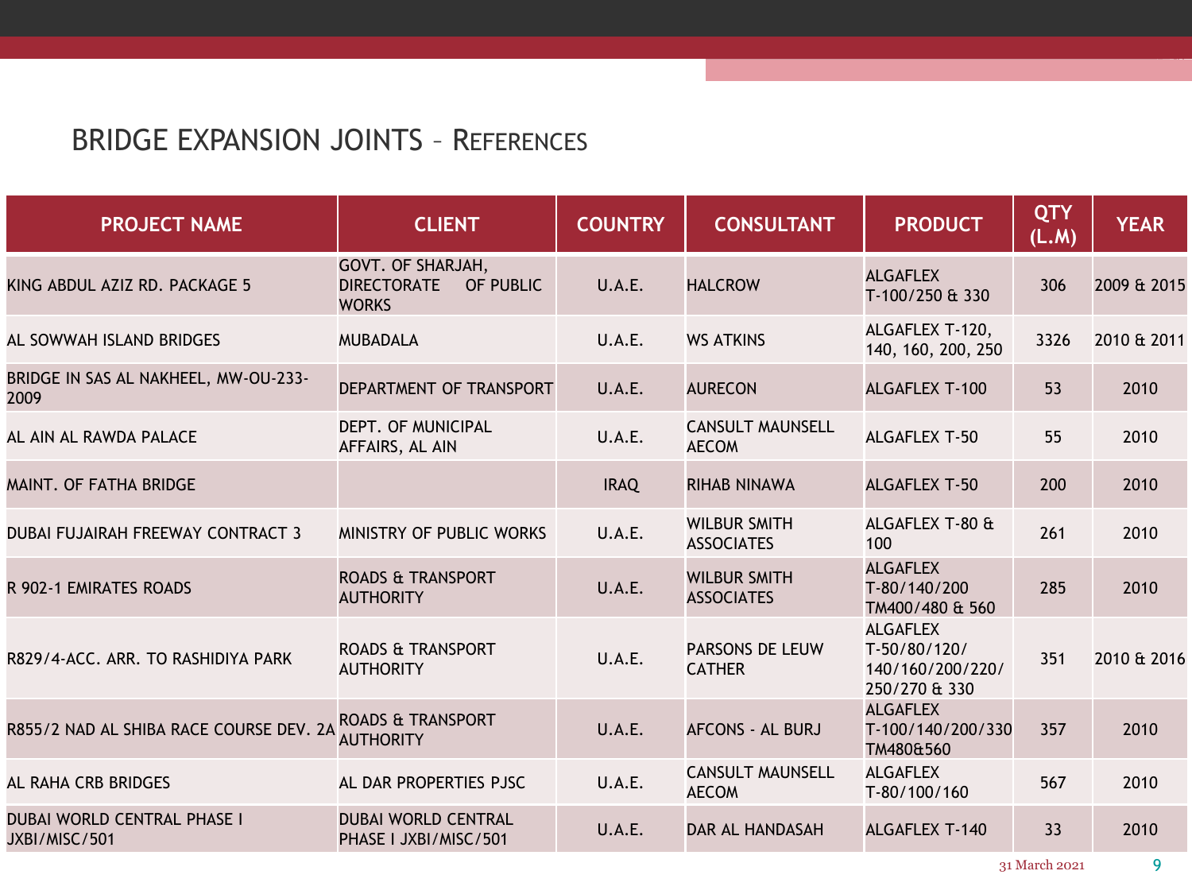## BRIDGE EXPANSION JOINTS – REFERENCES

| PROJECT NAME | CLIENT | COUNTRY | CONSULTANT | PRODUCT | QTY (L.M) | YEAR |
|---|---|---|---|---|---|---|
| KING ABDUL AZIZ RD. PACKAGE 5 | GOVT. OF SHARJAH, DIRECTORATE OF PUBLIC WORKS | U.A.E. | HALCROW | ALGAFLEX T-100/250 & 330 | 306 | 2009 & 2015 |
| AL SOWWAH ISLAND BRIDGES | MUBADALA | U.A.E. | WS ATKINS | ALGAFLEX T-120, 140, 160, 200, 250 | 3326 | 2010 & 2011 |
| BRIDGE IN SAS AL NAKHEEL, MW-OU-233-2009 | DEPARTMENT OF TRANSPORT | U.A.E. | AURECON | ALGAFLEX T-100 | 53 | 2010 |
| AL AIN AL RAWDA PALACE | DEPT. OF MUNICIPAL AFFAIRS, AL AIN | U.A.E. | CANSULT MAUNSELL AECOM | ALGAFLEX T-50 | 55 | 2010 |
| MAINT. OF FATHA BRIDGE | | IRAQ | RIHAB NINAWA | ALGAFLEX T-50 | 200 | 2010 |
| DUBAI FUJAIRAH FREEWAY CONTRACT 3 | MINISTRY OF PUBLIC WORKS | U.A.E. | WILBUR SMITH ASSOCIATES | ALGAFLEX T-80 & 100 | 261 | 2010 |
| R 902-1 EMIRATES ROADS | ROADS & TRANSPORT AUTHORITY | U.A.E. | WILBUR SMITH ASSOCIATES | ALGAFLEX T-80/140/200 TM400/480 & 560 | 285 | 2010 |
| R829/4-ACC. ARR. TO RASHIDIYA PARK | ROADS & TRANSPORT AUTHORITY | U.A.E. | PARSONS DE LEUW CATHER | ALGAFLEX T-50/80/120/ 140/160/200/220/ 250/270 & 330 | 351 | 2010 & 2016 |
| R855/2 NAD AL SHIBA RACE COURSE DEV. 2A | ROADS & TRANSPORT AUTHORITY | U.A.E. | AFCONS - AL BURJ | ALGAFLEX T-100/140/200/330 TM480&560 | 357 | 2010 |
| AL RAHA CRB BRIDGES | AL DAR PROPERTIES PJSC | U.A.E. | CANSULT MAUNSELL AECOM | ALGAFLEX T-80/100/160 | 567 | 2010 |
| DUBAI WORLD CENTRAL PHASE I JXBI/MISC/501 | DUBAI WORLD CENTRAL PHASE I JXBI/MISC/501 | U.A.E. | DAR AL HANDASAH | ALGAFLEX T-140 | 33 | 2010 |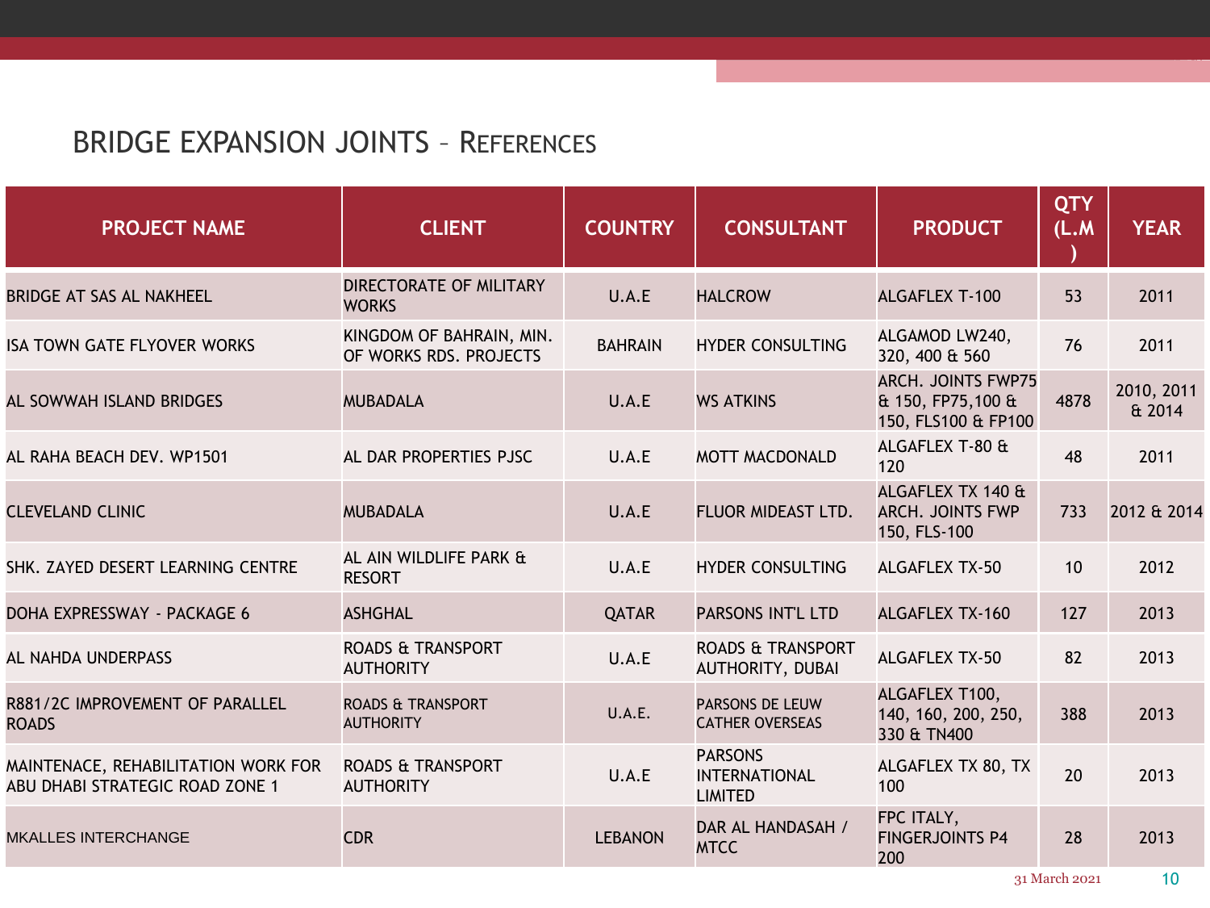## BRIDGE EXPANSION JOINTS – REFERENCES

| PROJECT NAME | CLIENT | COUNTRY | CONSULTANT | PRODUCT | QTY (L.M) | YEAR |
|---|---|---|---|---|---|---|
| BRIDGE AT SAS AL NAKHEEL | DIRECTORATE OF MILITARY WORKS | U.A.E | HALCROW | ALGAFLEX T-100 | 53 | 2011 |
| ISA TOWN GATE FLYOVER WORKS | KINGDOM OF BAHRAIN, MIN. OF WORKS RDS. PROJECTS | BAHRAIN | HYDER CONSULTING | ALGAMOD LW240, 320, 400 & 560 | 76 | 2011 |
| AL SOWWAH ISLAND BRIDGES | MUBADALA | U.A.E | WS ATKINS | ARCH. JOINTS FWP75 & 150, FP75,100 & 150, FLS100 & FP100 | 4878 | 2010, 2011 & 2014 |
| AL RAHA BEACH DEV. WP1501 | AL DAR PROPERTIES PJSC | U.A.E | MOTT MACDONALD | ALGAFLEX T-80 & 120 | 48 | 2011 |
| CLEVELAND CLINIC | MUBADALA | U.A.E | FLUOR MIDEAST LTD. | ALGAFLEX TX 140 & ARCH. JOINTS FWP 150, FLS-100 | 733 | 2012 & 2014 |
| SHK. ZAYED DESERT LEARNING CENTRE | AL AIN WILDLIFE PARK & RESORT | U.A.E | HYDER CONSULTING | ALGAFLEX TX-50 | 10 | 2012 |
| DOHA EXPRESSWAY - PACKAGE 6 | ASHGHAL | QATAR | PARSONS INT'L LTD | ALGAFLEX TX-160 | 127 | 2013 |
| AL NAHDA UNDERPASS | ROADS & TRANSPORT AUTHORITY | U.A.E | ROADS & TRANSPORT AUTHORITY, DUBAI | ALGAFLEX TX-50 | 82 | 2013 |
| R881/2C IMPROVEMENT OF PARALLEL ROADS | ROADS & TRANSPORT AUTHORITY | U.A.E. | PARSONS DE LEUW CATHER OVERSEAS | ALGAFLEX T100, 140, 160, 200, 250, 330 & TN400 | 388 | 2013 |
| MAINTENACE, REHABILITATION WORK FOR ABU DHABI STRATEGIC ROAD ZONE 1 | ROADS & TRANSPORT AUTHORITY | U.A.E | PARSONS INTERNATIONAL LIMITED | ALGAFLEX TX 80, TX 100 | 20 | 2013 |
| MKALLES INTERCHANGE | CDR | LEBANON | DAR AL HANDASAH / MTCC | FPC ITALY, FINGERJOINTS P4 200 | 28 | 2013 |

31 March 2021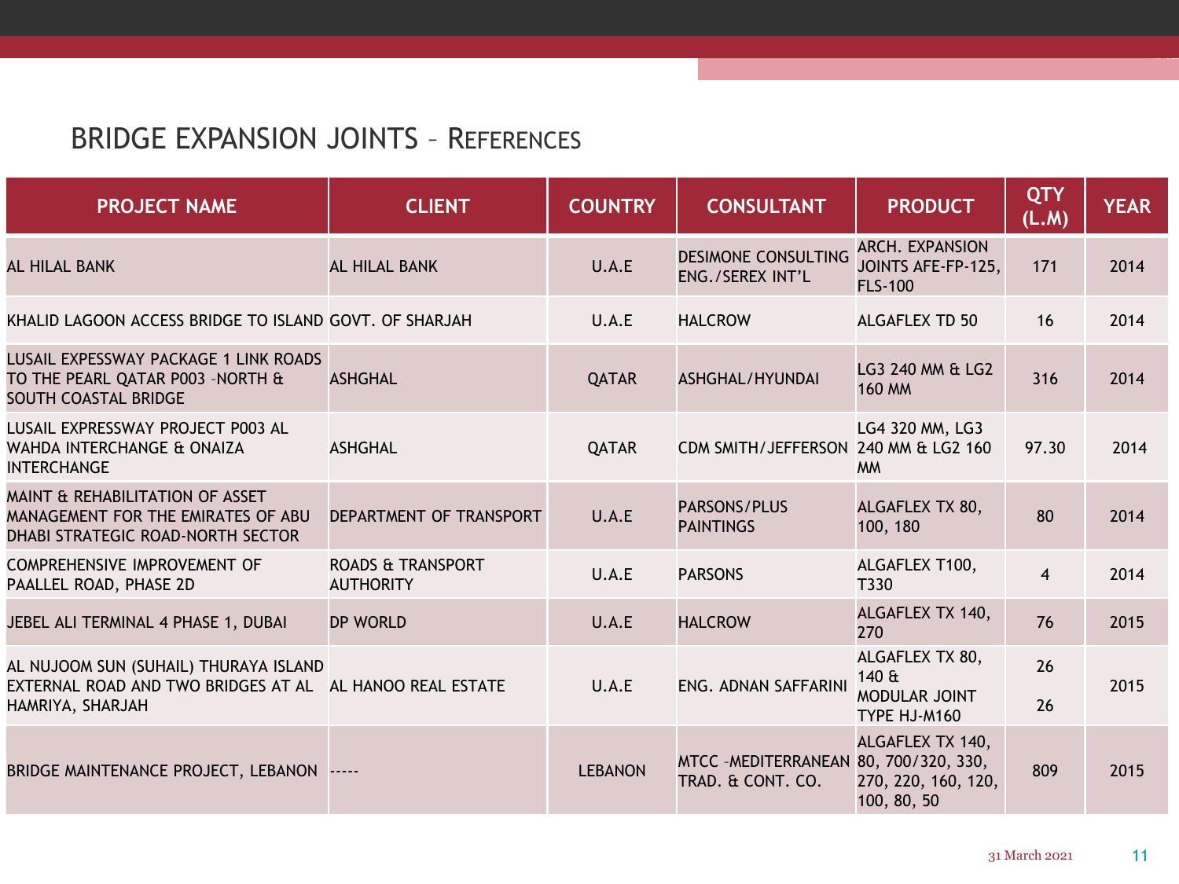## BRIDGE EXPANSION JOINTS – REFERENCES

| PROJECT NAME | CLIENT | COUNTRY | CONSULTANT | PRODUCT | QTY (L.M) | YEAR |
|---|---|---|---|---|---|---|
| AL HILAL BANK | AL HILAL BANK | U.A.E | DESIMONE CONSULTING ENG./SEREX INT'L | ARCH. EXPANSION JOINTS AFE-FP-125, FLS-100 | 171 | 2014 |
| KHALID LAGOON ACCESS BRIDGE TO ISLAND | GOVT. OF SHARJAH | U.A.E | HALCROW | ALGAFLEX TD 50 | 16 | 2014 |
| LUSAIL EXPESSWAY PACKAGE 1 LINK ROADS TO THE PEARL QATAR P003 -NORTH & SOUTH COASTAL BRIDGE | ASHGHAL | QATAR | ASHGHAL/HYUNDAI | LG3 240 MM & LG2 160 MM | 316 | 2014 |
| LUSAIL EXPRESSWAY PROJECT P003 AL WAHDA INTERCHANGE & ONAIZA INTERCHANGE | ASHGHAL | QATAR | CDM SMITH/JEFFERSON | LG4 320 MM, LG3 240 MM & LG2 160 MM | 97.30 | 2014 |
| MAINT & REHABILITATION OF ASSET MANAGEMENT FOR THE EMIRATES OF ABU DHABI STRATEGIC ROAD-NORTH SECTOR | DEPARTMENT OF TRANSPORT | U.A.E | PARSONS/PLUS PAINTINGS | ALGAFLEX TX 80, 100, 180 | 80 | 2014 |
| COMPREHENSIVE IMPROVEMENT OF PAALLEL ROAD, PHASE 2D | ROADS & TRANSPORT AUTHORITY | U.A.E | PARSONS | ALGAFLEX T100, T330 | 4 | 2014 |
| JEBEL ALI TERMINAL 4 PHASE 1, DUBAI | DP WORLD | U.A.E | HALCROW | ALGAFLEX TX 140, 270 | 76 | 2015 |
| AL NUJOOM SUN (SUHAIL) THURAYA ISLAND EXTERNAL ROAD AND TWO BRIDGES AT AL HAMRIYA, SHARJAH | AL HANOO REAL ESTATE | U.A.E | ENG. ADNAN SAFFARINI | ALGAFLEX TX 80, 140 & MODULAR JOINT TYPE HJ-M160 | 26 26 | 2015 |
| BRIDGE MAINTENANCE PROJECT, LEBANON | ----- | LEBANON | MTCC -MEDITERRANEAN TRAD. & CONT. CO. | ALGAFLEX TX 140, 80, 700/320, 330, 270, 220, 160, 120, 100, 80, 50 | 809 | 2015 |

31 March 2021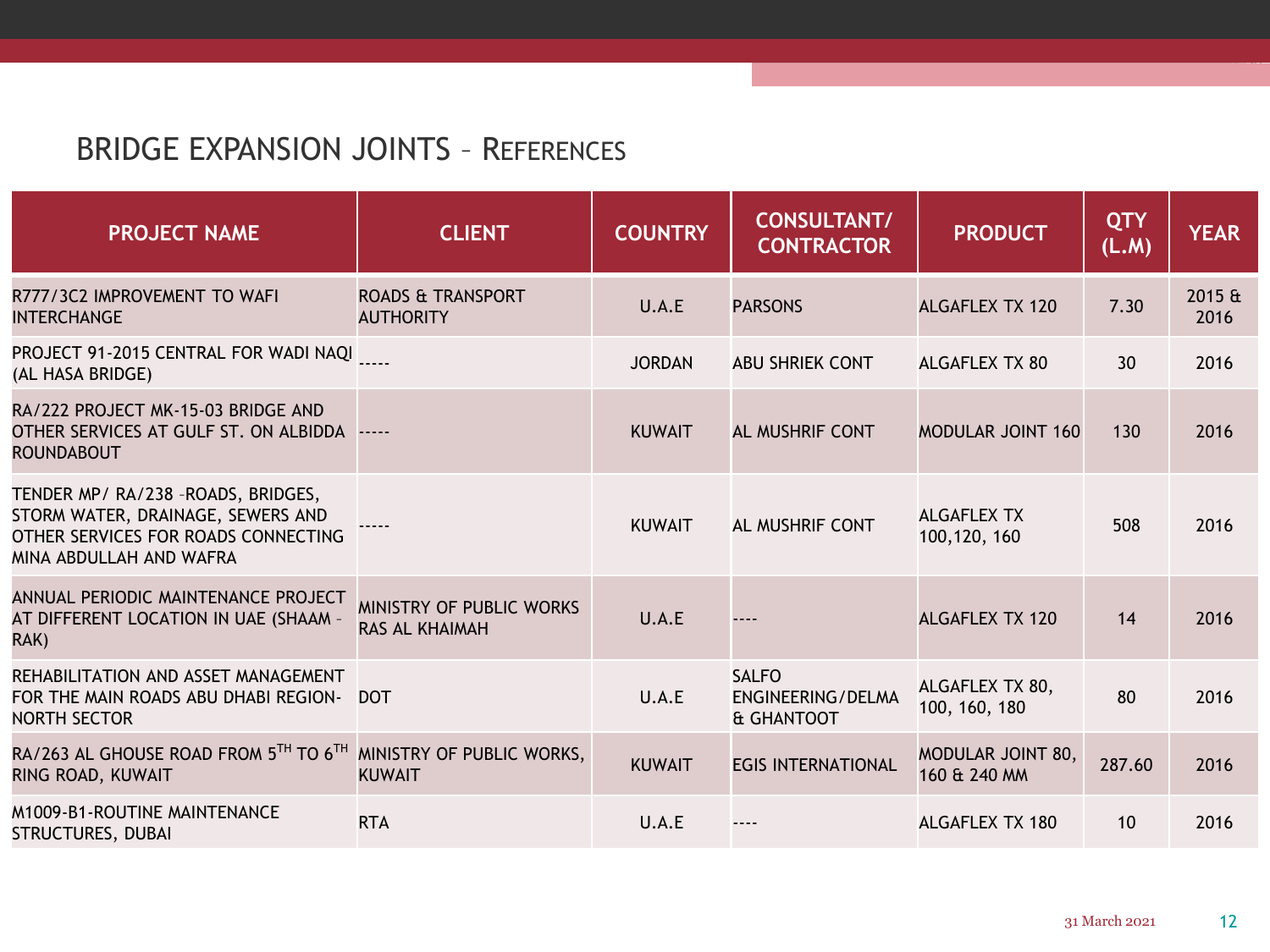## BRIDGE EXPANSION JOINTS – REFERENCES

| PROJECT NAME | CLIENT | COUNTRY | CONSULTANT/ CONTRACTOR | PRODUCT | QTY (L.M) | YEAR |
|---|---|---|---|---|---|---|
| R777/3C2 IMPROVEMENT TO WAFI INTERCHANGE | ROADS & TRANSPORT AUTHORITY | U.A.E | PARSONS | ALGAFLEX TX 120 | 7.30 | 2015 & 2016 |
| PROJECT 91-2015 CENTRAL FOR WADI NAQI (AL HASA BRIDGE) | ----- | JORDAN | ABU SHRIEK CONT | ALGAFLEX TX 80 | 30 | 2016 |
| RA/222 PROJECT MK-15-03 BRIDGE AND OTHER SERVICES AT GULF ST. ON ALBIDDA ROUNDABOUT | ----- | KUWAIT | AL MUSHRIF CONT | MODULAR JOINT 160 | 130 | 2016 |
| TENDER MP/ RA/238 –ROADS, BRIDGES, STORM WATER, DRAINAGE, SEWERS AND OTHER SERVICES FOR ROADS CONNECTING MINA ABDULLAH AND WAFRA | ----- | KUWAIT | AL MUSHRIF CONT | ALGAFLEX TX 100,120, 160 | 508 | 2016 |
| ANNUAL PERIODIC MAINTENANCE PROJECT AT DIFFERENT LOCATION IN UAE (SHAAM – RAK) | MINISTRY OF PUBLIC WORKS RAS AL KHAIMAH | U.A.E | ---- | ALGAFLEX TX 120 | 14 | 2016 |
| REHABILITATION AND ASSET MANAGEMENT FOR THE MAIN ROADS ABU DHABI REGION-NORTH SECTOR | DOT | U.A.E | SALFO ENGINEERING/DELMA & GHANTOOT | ALGAFLEX TX 80, 100, 160, 180 | 80 | 2016 |
| RA/263 AL GHOUSE ROAD FROM 5TH TO 6TH RING ROAD, KUWAIT | MINISTRY OF PUBLIC WORKS, KUWAIT | KUWAIT | EGIS INTERNATIONAL | MODULAR JOINT 80, 160 & 240 MM | 287.60 | 2016 |
| M1009-B1-ROUTINE MAINTENANCE STRUCTURES, DUBAI | RTA | U.A.E | ---- | ALGAFLEX TX 180 | 10 | 2016 |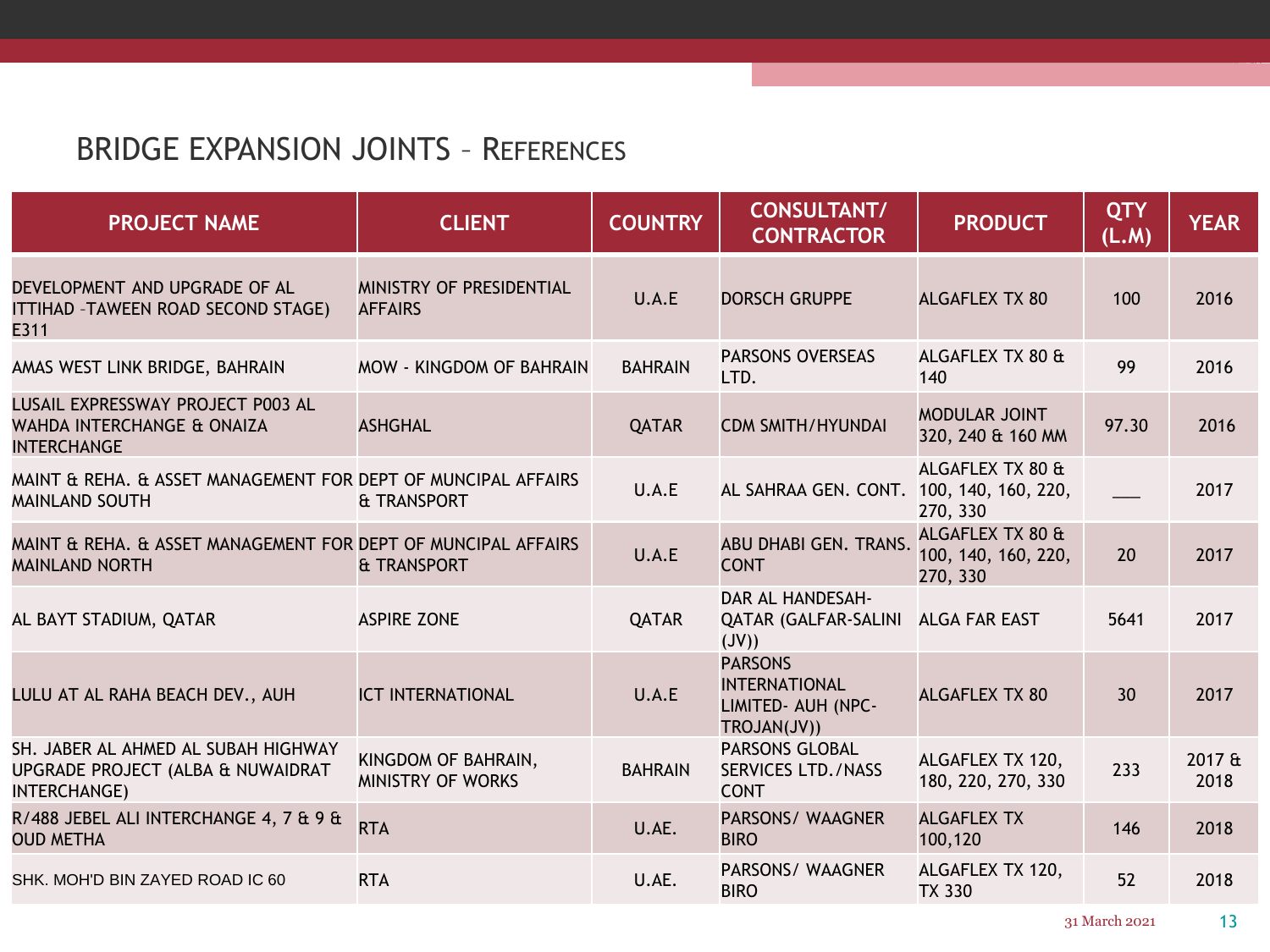## BRIDGE EXPANSION JOINTS – REFERENCES

| PROJECT NAME | CLIENT | COUNTRY | CONSULTANT/ CONTRACTOR | PRODUCT | QTY (L.M) | YEAR |
|---|---|---|---|---|---|---|
| DEVELOPMENT AND UPGRADE OF AL ITTIHAD –TAWEEN ROAD SECOND STAGE) E311 | MINISTRY OF PRESIDENTIAL AFFAIRS | U.A.E | DORSCH GRUPPE | ALGAFLEX TX 80 | 100 | 2016 |
| AMAS WEST LINK BRIDGE, BAHRAIN | MOW - KINGDOM OF BAHRAIN | BAHRAIN | PARSONS OVERSEAS LTD. | ALGAFLEX TX 80 & 140 | 99 | 2016 |
| LUSAIL EXPRESSWAY PROJECT P003 AL WAHDA INTERCHANGE & ONAIZA INTERCHANGE | ASHGHAL | QATAR | CDM SMITH/HYUNDAI | MODULAR JOINT 320, 240 & 160 MM | 97.30 | 2016 |
| MAINT & REHA. & ASSET MANAGEMENT FOR MAINLAND SOUTH | DEPT OF MUNCIPAL AFFAIRS & TRANSPORT | U.A.E | AL SAHRAA GEN. CONT. | ALGAFLEX TX 80 & 100, 140, 160, 220, 270, 330 | ___ | 2017 |
| MAINT & REHA. & ASSET MANAGEMENT FOR MAINLAND NORTH | DEPT OF MUNCIPAL AFFAIRS & TRANSPORT | U.A.E | ABU DHABI GEN. TRANS. CONT | ALGAFLEX TX 80 & 100, 140, 160, 220, 270, 330 | 20 | 2017 |
| AL BAYT STADIUM, QATAR | ASPIRE ZONE | QATAR | DAR AL HANDESAH- QATAR (GALFAR-SALINI (JV)) | ALGA FAR EAST | 5641 | 2017 |
| LULU AT AL RAHA BEACH DEV., AUH | ICT INTERNATIONAL | U.A.E | PARSONS INTERNATIONAL LIMITED- AUH (NPC-TROJAN(JV)) | ALGAFLEX TX 80 | 30 | 2017 |
| SH. JABER AL AHMED AL SUBAH HIGHWAY UPGRADE PROJECT (ALBA & NUWAIDRAT INTERCHANGE) | KINGDOM OF BAHRAIN, MINISTRY OF WORKS | BAHRAIN | PARSONS GLOBAL SERVICES LTD./NASS CONT | ALGAFLEX TX 120, 180, 220, 270, 330 | 233 | 2017 & 2018 |
| R/488 JEBEL ALI INTERCHANGE 4, 7 & 9 & OUD METHA | RTA | U.AE. | PARSONS/ WAAGNER BIRO | ALGAFLEX TX 100,120 | 146 | 2018 |
| SHK. MOH'D BIN ZAYED ROAD IC 60 | RTA | U.AE. | PARSONS/ WAAGNER BIRO | ALGAFLEX TX 120, TX 330 | 52 | 2018 |

31 March 2021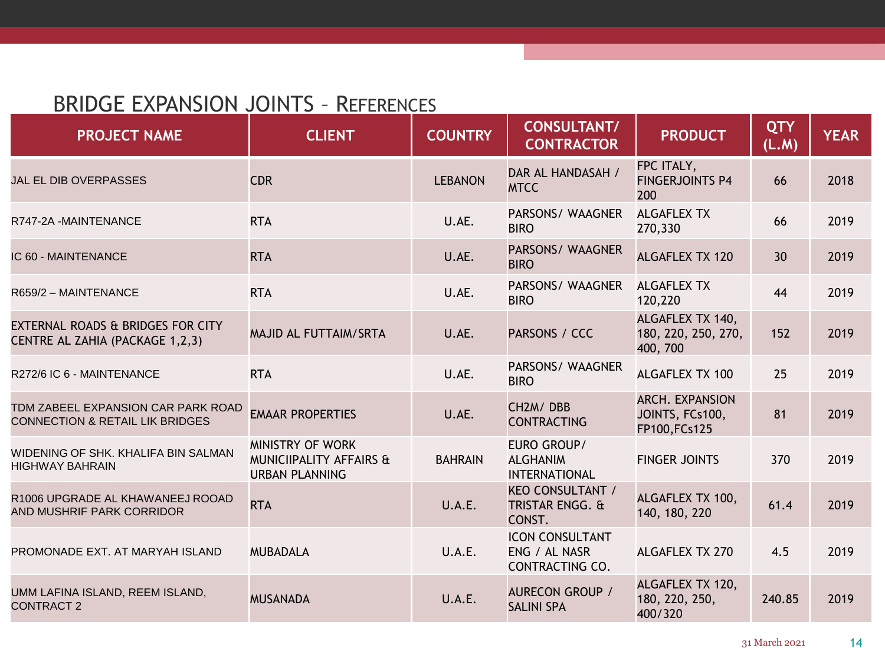## BRIDGE EXPANSION JOINTS – REFERENCES

| PROJECT NAME | CLIENT | COUNTRY | CONSULTANT/ CONTRACTOR | PRODUCT | QTY (L.M) | YEAR |
|---|---|---|---|---|---|---|
| JAL EL DIB OVERPASSES | CDR | LEBANON | DAR AL HANDASAH / MTCC | FPC ITALY, FINGERJOINTS P4 200 | 66 | 2018 |
| R747-2A -MAINTENANCE | RTA | U.AE. | PARSONS/ WAAGNER BIRO | ALGAFLEX TX 270,330 | 66 | 2019 |
| IC 60 - MAINTENANCE | RTA | U.AE. | PARSONS/ WAAGNER BIRO | ALGAFLEX TX 120 | 30 | 2019 |
| R659/2 – MAINTENANCE | RTA | U.AE. | PARSONS/ WAAGNER BIRO | ALGAFLEX TX 120,220 | 44 | 2019 |
| EXTERNAL ROADS & BRIDGES FOR CITY CENTRE AL ZAHIA (PACKAGE 1,2,3) | MAJID AL FUTTAIM/SRTA | U.AE. | PARSONS / CCC | ALGAFLEX TX 140, 180, 220, 250, 270, 400, 700 | 152 | 2019 |
| R272/6 IC 6 - MAINTENANCE | RTA | U.AE. | PARSONS/ WAAGNER BIRO | ALGAFLEX TX 100 | 25 | 2019 |
| TDM ZABEEL EXPANSION CAR PARK ROAD CONNECTION & RETAIL LIK BRIDGES | EMAAR PROPERTIES | U.AE. | CH2M/ DBB CONTRACTING | ARCH. EXPANSION JOINTS, FCs100, FP100,FCs125 | 81 | 2019 |
| WIDENING OF SHK. KHALIFA BIN SALMAN HIGHWAY BAHRAIN | MINISTRY OF WORK MUNICIIPALITY AFFAIRS & URBAN PLANNING | BAHRAIN | EURO GROUP/ ALGHANIM INTERNATIONAL | FINGER JOINTS | 370 | 2019 |
| R1006 UPGRADE AL KHAWANEEJ ROOAD AND MUSHRIF PARK CORRIDOR | RTA | U.A.E. | KEO CONSULTANT / TRISTAR ENGG. & CONST. | ALGAFLEX TX 100, 140, 180, 220 | 61.4 | 2019 |
| PROMONADE EXT. AT MARYAH ISLAND | MUBADALA | U.A.E. | ICON CONSULTANT ENG / AL NASR CONTRACTING CO. | ALGAFLEX TX 270 | 4.5 | 2019 |
| UMM LAFINA ISLAND, REEM ISLAND, CONTRACT 2 | MUSANADA | U.A.E. | AURECON GROUP / SALINI SPA | ALGAFLEX TX 120, 180, 220, 250, 400/320 | 240.85 | 2019 |

31 March 2021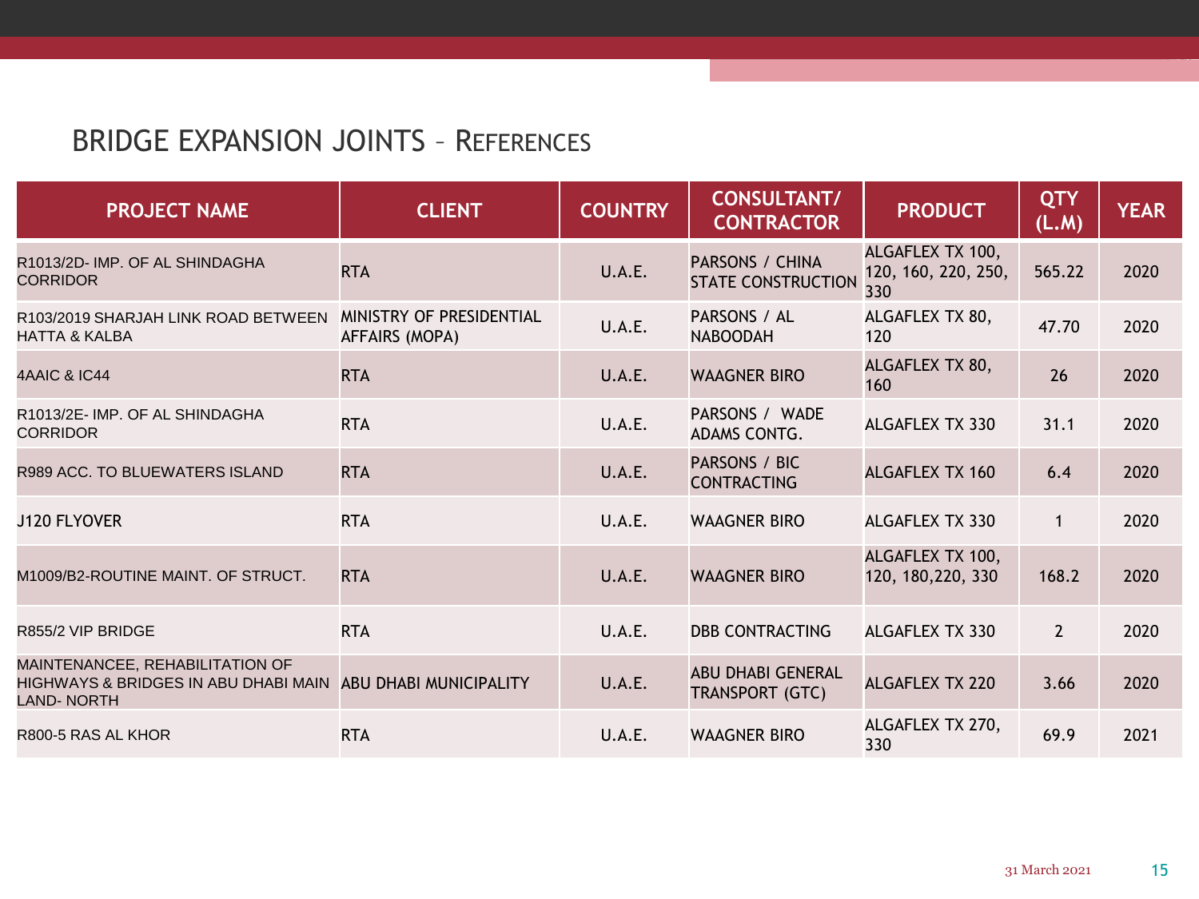## BRIDGE EXPANSION JOINTS – REFERENCES

| PROJECT NAME | CLIENT | COUNTRY | CONSULTANT/ CONTRACTOR | PRODUCT | QTY (L.M) | YEAR |
|---|---|---|---|---|---|---|
| R1013/2D- IMP. OF AL SHINDAGHA CORRIDOR | RTA | U.A.E. | PARSONS / CHINA STATE CONSTRUCTION | ALGAFLEX TX 100, 120, 160, 220, 250, 330 | 565.22 | 2020 |
| R103/2019 SHARJAH LINK ROAD BETWEEN HATTA & KALBA | MINISTRY OF PRESIDENTIAL AFFAIRS (MOPA) | U.A.E. | PARSONS / AL NABOODAH | ALGAFLEX TX 80, 120 | 47.70 | 2020 |
| 4AAIC & IC44 | RTA | U.A.E. | WAAGNER BIRO | ALGAFLEX TX 80, 160 | 26 | 2020 |
| R1013/2E- IMP. OF AL SHINDAGHA CORRIDOR | RTA | U.A.E. | PARSONS / WADE ADAMS CONTG. | ALGAFLEX TX 330 | 31.1 | 2020 |
| R989 ACC. TO BLUEWATERS ISLAND | RTA | U.A.E. | PARSONS / BIC CONTRACTING | ALGAFLEX TX 160 | 6.4 | 2020 |
| J120 FLYOVER | RTA | U.A.E. | WAAGNER BIRO | ALGAFLEX TX 330 | 1 | 2020 |
| M1009/B2-ROUTINE MAINT. OF STRUCT. | RTA | U.A.E. | WAAGNER BIRO | ALGAFLEX TX 100, 120, 180,220, 330 | 168.2 | 2020 |
| R855/2 VIP BRIDGE | RTA | U.A.E. | DBB CONTRACTING | ALGAFLEX TX 330 | 2 | 2020 |
| MAINTENANCEE, REHABILITATION OF HIGHWAYS & BRIDGES IN ABU DHABI MAIN LAND- NORTH | ABU DHABI MUNICIPALITY | U.A.E. | ABU DHABI GENERAL TRANSPORT (GTC) | ALGAFLEX TX 220 | 3.66 | 2020 |
| R800-5 RAS AL KHOR | RTA | U.A.E. | WAAGNER BIRO | ALGAFLEX TX 270, 330 | 69.9 | 2021 |

31 March 2021